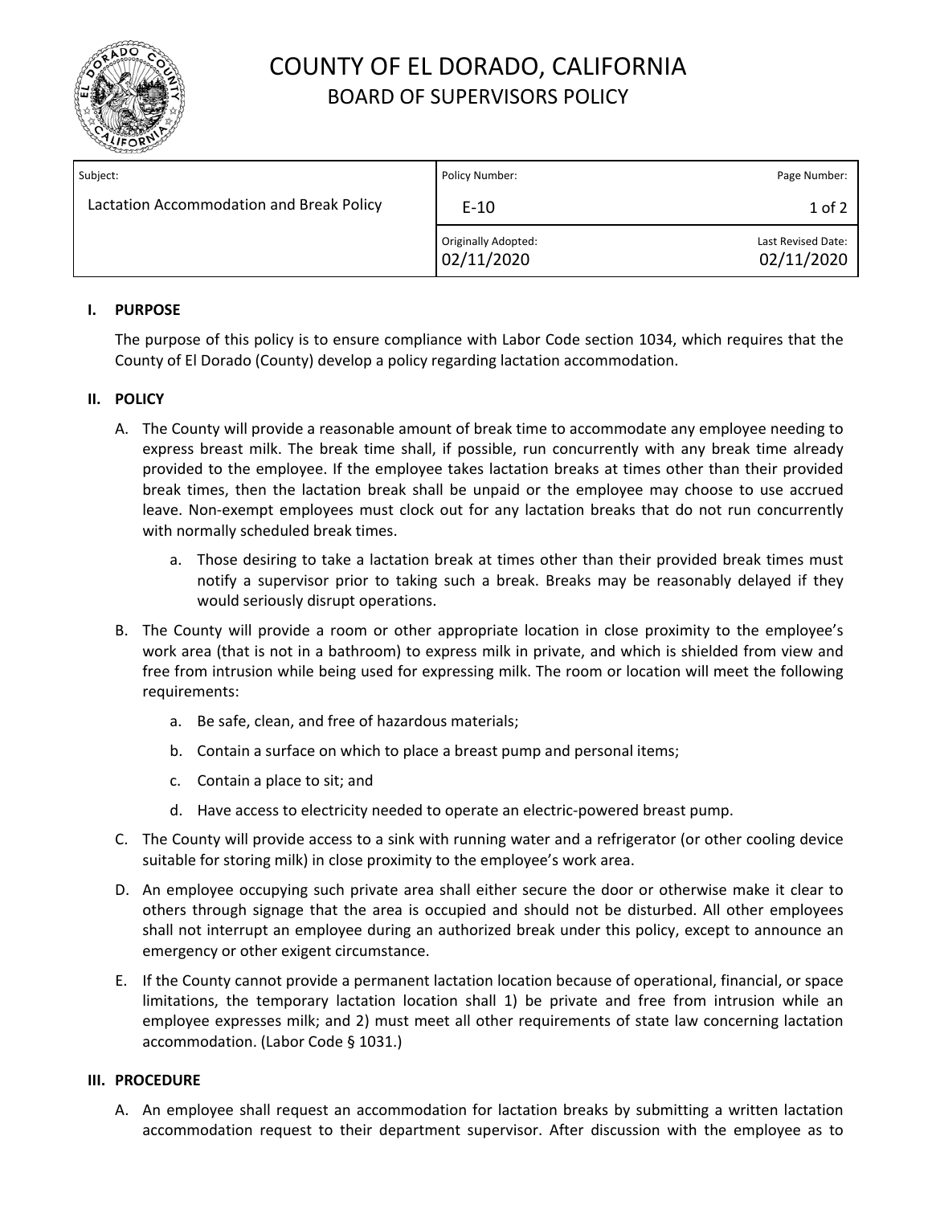# COUNTY OF EL DORADO, CALIFORNIA
## BOARD OF SUPERVISORS POLICY

| Subject: | Policy Number: | Page Number: |
|---|---|---|
| Lactation Accommodation and Break Policy | E-10 | 1 of 2 |
| | Originally Adopted: 02/11/2020 | Last Revised Date: 02/11/2020 |

### I. PURPOSE

The purpose of this policy is to ensure compliance with Labor Code section 1034, which requires that the County of El Dorado (County) develop a policy regarding lactation accommodation.

### II. POLICY

A. The County will provide a reasonable amount of break time to accommodate any employee needing to express breast milk. The break time shall, if possible, run concurrently with any break time already provided to the employee. If the employee takes lactation breaks at times other than their provided break times, then the lactation break shall be unpaid or the employee may choose to use accrued leave. Non-exempt employees must clock out for any lactation breaks that do not run concurrently with normally scheduled break times.

   a. Those desiring to take a lactation break at times other than their provided break times must notify a supervisor prior to taking such a break. Breaks may be reasonably delayed if they would seriously disrupt operations.

B. The County will provide a room or other appropriate location in close proximity to the employee's work area (that is not in a bathroom) to express milk in private, and which is shielded from view and free from intrusion while being used for expressing milk. The room or location will meet the following requirements:

   a. Be safe, clean, and free of hazardous materials;

   b. Contain a surface on which to place a breast pump and personal items;

   c. Contain a place to sit; and

   d. Have access to electricity needed to operate an electric-powered breast pump.

C. The County will provide access to a sink with running water and a refrigerator (or other cooling device suitable for storing milk) in close proximity to the employee's work area.

D. An employee occupying such private area shall either secure the door or otherwise make it clear to others through signage that the area is occupied and should not be disturbed. All other employees shall not interrupt an employee during an authorized break under this policy, except to announce an emergency or other exigent circumstance.

E. If the County cannot provide a permanent lactation location because of operational, financial, or space limitations, the temporary lactation location shall 1) be private and free from intrusion while an employee expresses milk; and 2) must meet all other requirements of state law concerning lactation accommodation. (Labor Code § 1031.)

### III. PROCEDURE

A. An employee shall request an accommodation for lactation breaks by submitting a written lactation accommodation request to their department supervisor. After discussion with the employee as to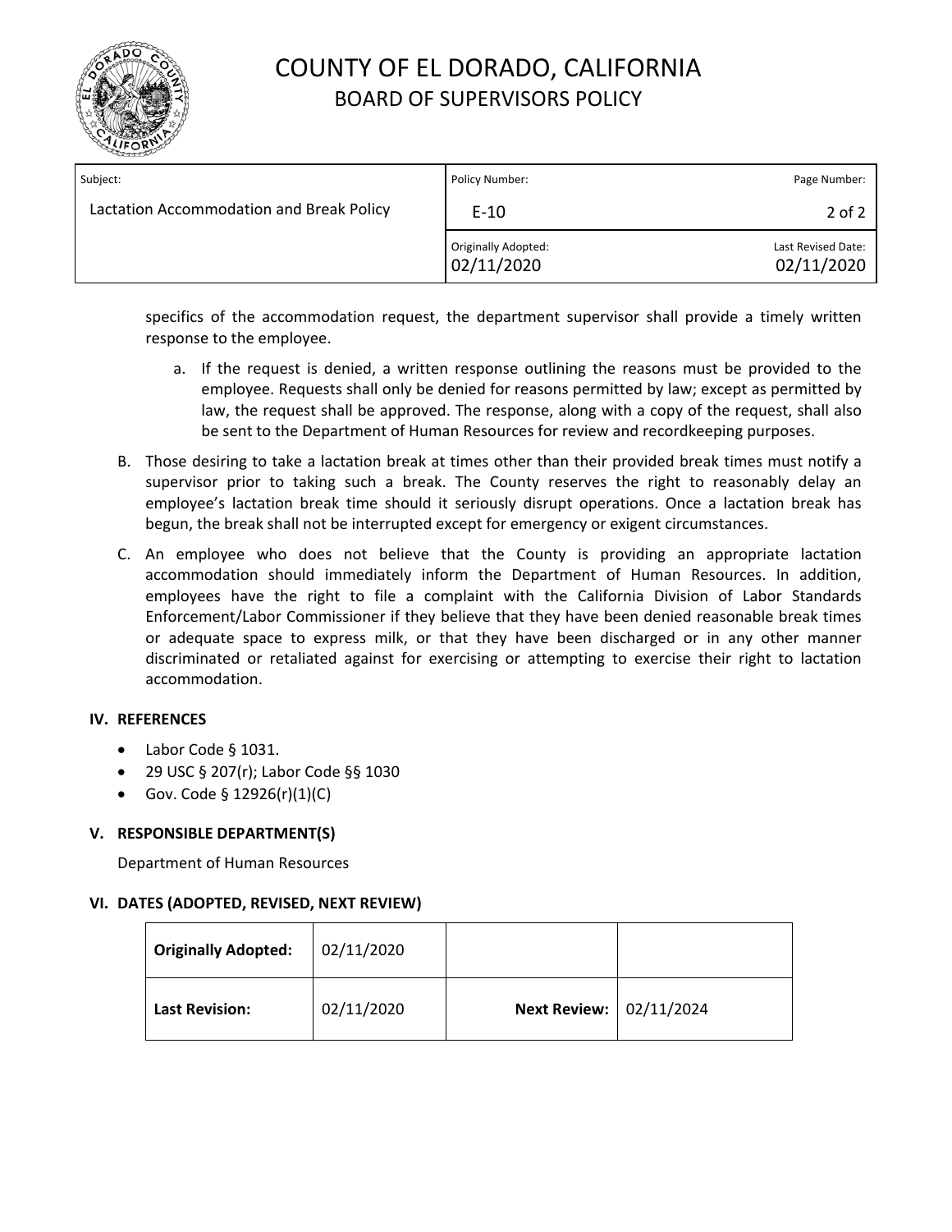specifics of the accommodation request, the department supervisor shall provide a timely written response to the employee.

   a. If the request is denied, a written response outlining the reasons must be provided to the employee. Requests shall only be denied for reasons permitted by law; except as permitted by law, the request shall be approved. The response, along with a copy of the request, shall also be sent to the Department of Human Resources for review and recordkeeping purposes.

B. Those desiring to take a lactation break at times other than their provided break times must notify a supervisor prior to taking such a break. The County reserves the right to reasonably delay an employee's lactation break time should it seriously disrupt operations. Once a lactation break has begun, the break shall not be interrupted except for emergency or exigent circumstances.

C. An employee who does not believe that the County is providing an appropriate lactation accommodation should immediately inform the Department of Human Resources. In addition, employees have the right to file a complaint with the California Division of Labor Standards Enforcement/Labor Commissioner if they believe that they have been denied reasonable break times or adequate space to express milk, or that they have been discharged or in any other manner discriminated or retaliated against for exercising or attempting to exercise their right to lactation accommodation.

## IV. REFERENCES

- Labor Code § 1031.
- 29 USC § 207(r); Labor Code §§ 1030
- Gov. Code § 12926(r)(1)(C)

## V. RESPONSIBLE DEPARTMENT(S)

Department of Human Resources

## VI. DATES (ADOPTED, REVISED, NEXT REVIEW)

| | | | |
|---|---|---|---|
| **Originally Adopted:** | 02/11/2020 | | |
| **Last Revision:** | 02/11/2020 | **Next Review:** | 02/11/2024 |